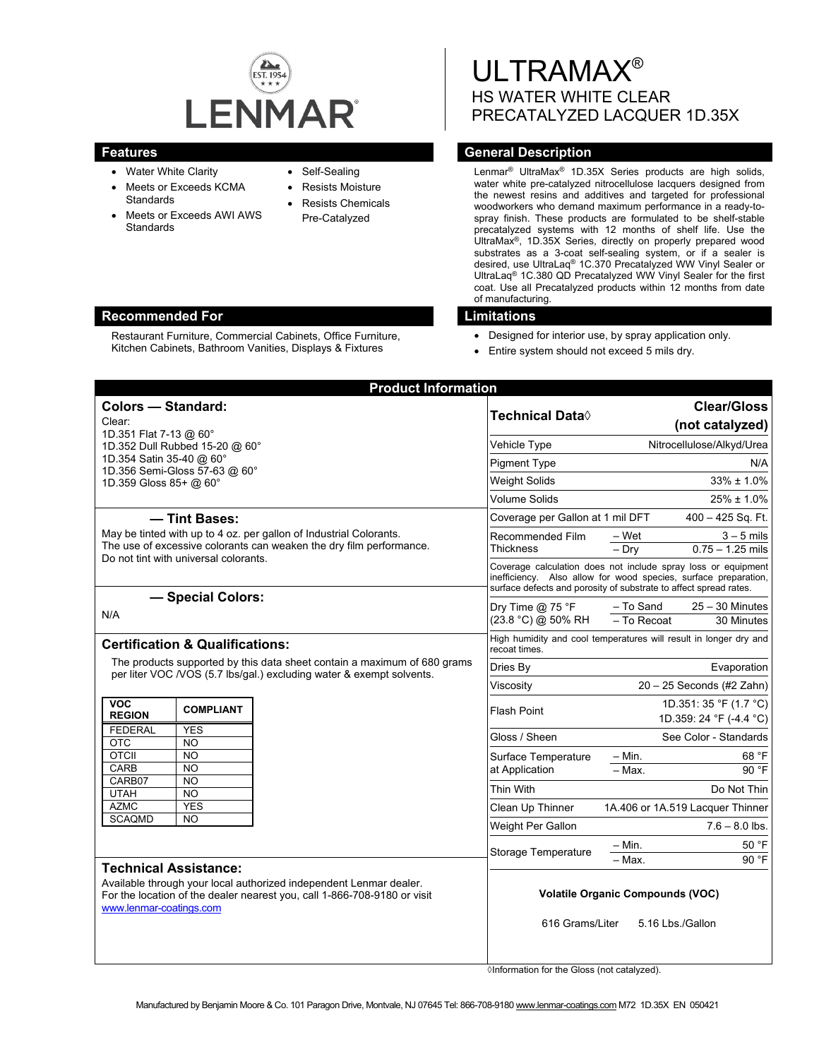# LENMAR

EST. 1954

# ULTRAMAX®

## HS WATER WHITE CLEAR PRECATALYZED LACQUER 1D.35X

## Features

- Water White Clarity
- Meets or Exceeds KCMA Standards
- Meets or Exceeds AWI AWS Standards
- Self-Sealing
- Resists Moisture
- Resists Chemicals
- Pre-Catalyzed

## General Description

Lenmar® UltraMax® 1D.35X Series products are high solids, water white pre-catalyzed nitrocellulose lacquers designed from the newest resins and additives and targeted for professional woodworkers who demand maximum performance in a ready-to-spray finish. These products are formulated to be shelf-stable precatalyzed systems with 12 months of shelf life. Use the UltraMax®, 1D.35X Series, directly on properly prepared wood substrates as a 3-coat self-sealing system, or if a sealer is desired, use UltraLaq® 1C.370 Precatalyzed WW Vinyl Sealer or UltraLaq® 1C.380 QD Precatalyzed WW Vinyl Sealer for the first coat. Use all Precatalyzed products within 12 months from date of manufacturing.

## Recommended For

Restaurant Furniture, Commercial Cabinets, Office Furniture, Kitchen Cabinets, Bathroom Vanities, Displays & Fixtures

## Limitations

- Designed for interior use, by spray application only.
- Entire system should not exceed 5 mils dry.

## Product Information

### Colors — Standard:

Clear:
1D.351 Flat 7-13 @ 60°
1D.352 Dull Rubbed 15-20 @ 60°
1D.354 Satin 35-40 @ 60°
1D.356 Semi-Gloss 57-63 @ 60°
1D.359 Gloss 85+ @ 60°

### — Tint Bases:

May be tinted with up to 4 oz. per gallon of Industrial Colorants.
The use of excessive colorants can weaken the dry film performance.
Do not tint with universal colorants.

### — Special Colors:

N/A

### Certification & Qualifications:

The products supported by this data sheet contain a maximum of 680 grams per liter VOC /VOS (5.7 lbs/gal.) excluding water & exempt solvents.

| VOC REGION | COMPLIANT |
|---|---|
| FEDERAL | YES |
| OTC | NO |
| OTCII | NO |
| CARB | NO |
| CARB07 | NO |
| UTAH | NO |
| AZMC | YES |
| SCAQMD | NO |

### Technical Assistance:

Available through your local authorized independent Lenmar dealer. For the location of the dealer nearest you, call 1-866-708-9180 or visit www.lenmar-coatings.com

| Technical Data◊ | | Clear/Gloss (not catalyzed) |
|---|---|---|
| Vehicle Type | | Nitrocellulose/Alkyd/Urea |
| Pigment Type | | N/A |
| Weight Solids | | 33% ± 1.0% |
| Volume Solids | | 25% ± 1.0% |
| Coverage per Gallon at 1 mil DFT | | 400 – 425 Sq. Ft. |
| Recommended Film Thickness | – Wet | 3 – 5 mils |
| | – Dry | 0.75 – 1.25 mils |
| Coverage calculation does not include spray loss or equipment inefficiency. Also allow for wood species, surface preparation, surface defects and porosity of substrate to affect spread rates. | | |
| Dry Time @ 75 °F (23.8 °C) @ 50% RH | – To Sand | 25 – 30 Minutes |
| | – To Recoat | 30 Minutes |
| High humidity and cool temperatures will result in longer dry and recoat times. | | |
| Dries By | | Evaporation |
| Viscosity | | 20 – 25 Seconds (#2 Zahn) |
| Flash Point | | 1D.351: 35 °F (1.7 °C)<br>1D.359: 24 °F (-4.4 °C) |
| Gloss / Sheen | | See Color - Standards |
| Surface Temperature at Application | – Min. | 68 °F |
| | – Max. | 90 °F |
| Thin With | | Do Not Thin |
| Clean Up Thinner | | 1A.406 or 1A.519 Lacquer Thinner |
| Weight Per Gallon | | 7.6 – 8.0 lbs. |
| Storage Temperature | – Min. | 50 °F |
| | – Max. | 90 °F |

**Volatile Organic Compounds (VOC)**

616 Grams/Liter 5.16 Lbs./Gallon

◊Information for the Gloss (not catalyzed).

Manufactured by Benjamin Moore & Co. 101 Paragon Drive, Montvale, NJ 07645 Tel: 866-708-9180 www.lenmar-coatings.com M72 1D.35X EN 050421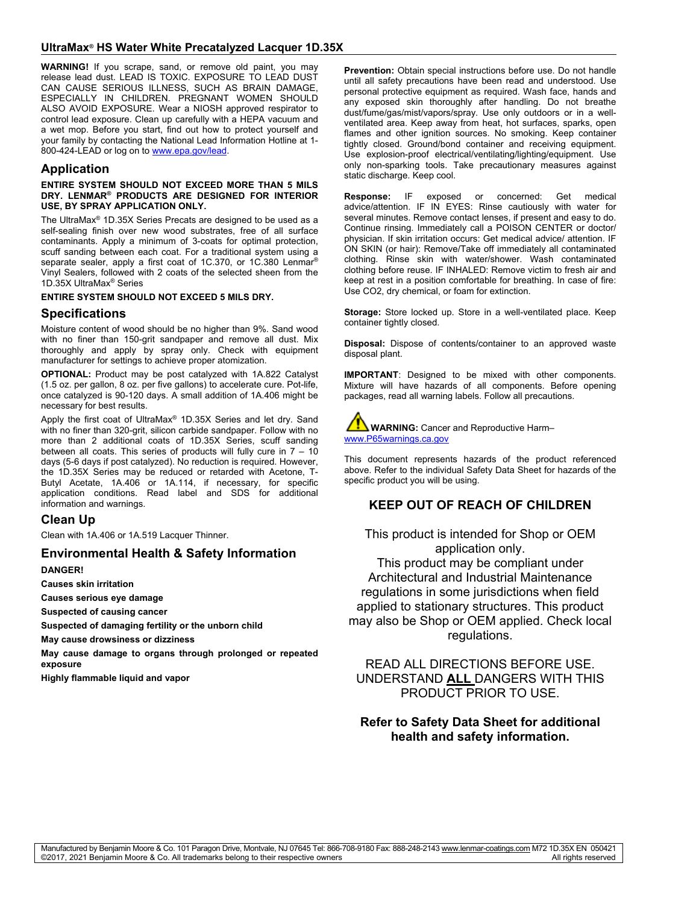# UltraMax® HS Water White Precatalyzed Lacquer 1D.35X

**WARNING!** If you scrape, sand, or remove old paint, you may release lead dust. LEAD IS TOXIC. EXPOSURE TO LEAD DUST CAN CAUSE SERIOUS ILLNESS, SUCH AS BRAIN DAMAGE, ESPECIALLY IN CHILDREN. PREGNANT WOMEN SHOULD ALSO AVOID EXPOSURE. Wear a NIOSH approved respirator to control lead exposure. Clean up carefully with a HEPA vacuum and a wet mop. Before you start, find out how to protect yourself and your family by contacting the National Lead Information Hotline at 1-800-424-LEAD or log on to www.epa.gov/lead.

## Application

**ENTIRE SYSTEM SHOULD NOT EXCEED MORE THAN 5 MILS DRY. LENMAR® PRODUCTS ARE DESIGNED FOR INTERIOR USE, BY SPRAY APPLICATION ONLY.**

The UltraMax® 1D.35X Series Precats are designed to be used as a self-sealing finish over new wood substrates, free of all surface contaminants. Apply a minimum of 3-coats for optimal protection, scuff sanding between each coat. For a traditional system using a separate sealer, apply a first coat of 1C.370, or 1C.380 Lenmar® Vinyl Sealers, followed with 2 coats of the selected sheen from the 1D.35X UltraMax® Series

**ENTIRE SYSTEM SHOULD NOT EXCEED 5 MILS DRY.**

## Specifications

Moisture content of wood should be no higher than 9%. Sand wood with no finer than 150-grit sandpaper and remove all dust. Mix thoroughly and apply by spray only. Check with equipment manufacturer for settings to achieve proper atomization.

**OPTIONAL:** Product may be post catalyzed with 1A.822 Catalyst (1.5 oz. per gallon, 8 oz. per five gallons) to accelerate cure. Pot-life, once catalyzed is 90-120 days. A small addition of 1A.406 might be necessary for best results.

Apply the first coat of UltraMax® 1D.35X Series and let dry. Sand with no finer than 320-grit, silicon carbide sandpaper. Follow with no more than 2 additional coats of 1D.35X Series, scuff sanding between all coats. This series of products will fully cure in 7 – 10 days (5-6 days if post catalyzed). No reduction is required. However, the 1D.35X Series may be reduced or retarded with Acetone, T-Butyl Acetate, 1A.406 or 1A.114, if necessary, for specific application conditions. Read label and SDS for additional information and warnings.

## Clean Up

Clean with 1A.406 or 1A.519 Lacquer Thinner.

## Environmental Health & Safety Information

**DANGER!**

**Causes skin irritation**

**Causes serious eye damage**

**Suspected of causing cancer**

**Suspected of damaging fertility or the unborn child**

**May cause drowsiness or dizziness**

**May cause damage to organs through prolonged or repeated exposure**

**Highly flammable liquid and vapor**

**Prevention:** Obtain special instructions before use. Do not handle until all safety precautions have been read and understood. Use personal protective equipment as required. Wash face, hands and any exposed skin thoroughly after handling. Do not breathe dust/fume/gas/mist/vapors/spray. Use only outdoors or in a well-ventilated area. Keep away from heat, hot surfaces, sparks, open flames and other ignition sources. No smoking. Keep container tightly closed. Ground/bond container and receiving equipment. Use explosion-proof electrical/ventilating/lighting/equipment. Use only non-sparking tools. Take precautionary measures against static discharge. Keep cool.

**Response:** IF exposed or concerned: Get medical advice/attention. IF IN EYES: Rinse cautiously with water for several minutes. Remove contact lenses, if present and easy to do. Continue rinsing. Immediately call a POISON CENTER or doctor/ physician. If skin irritation occurs: Get medical advice/ attention. IF ON SKIN (or hair): Remove/Take off immediately all contaminated clothing. Rinse skin with water/shower. Wash contaminated clothing before reuse. IF INHALED: Remove victim to fresh air and keep at rest in a position comfortable for breathing. In case of fire: Use CO2, dry chemical, or foam for extinction.

**Storage:** Store locked up. Store in a well-ventilated place. Keep container tightly closed.

**Disposal:** Dispose of contents/container to an approved waste disposal plant.

**IMPORTANT**: Designed to be mixed with other components. Mixture will have hazards of all components. Before opening packages, read all warning labels. Follow all precautions.

**WARNING:** Cancer and Reproductive Harm– www.P65warnings.ca.gov

This document represents hazards of the product referenced above. Refer to the individual Safety Data Sheet for hazards of the specific product you will be using.

**KEEP OUT OF REACH OF CHILDREN**

This product is intended for Shop or OEM application only. This product may be compliant under Architectural and Industrial Maintenance regulations in some jurisdictions when field applied to stationary structures. This product may also be Shop or OEM applied. Check local regulations.

READ ALL DIRECTIONS BEFORE USE. UNDERSTAND **ALL** DANGERS WITH THIS PRODUCT PRIOR TO USE.

**Refer to Safety Data Sheet for additional health and safety information.**

Manufactured by Benjamin Moore & Co. 101 Paragon Drive, Montvale, NJ 07645 Tel: 866-708-9180 Fax: 888-248-2143 www.lenmar-coatings.com M72 1D.35X EN 050421
©2017, 2021 Benjamin Moore & Co. All trademarks belong to their respective owners All rights reserved